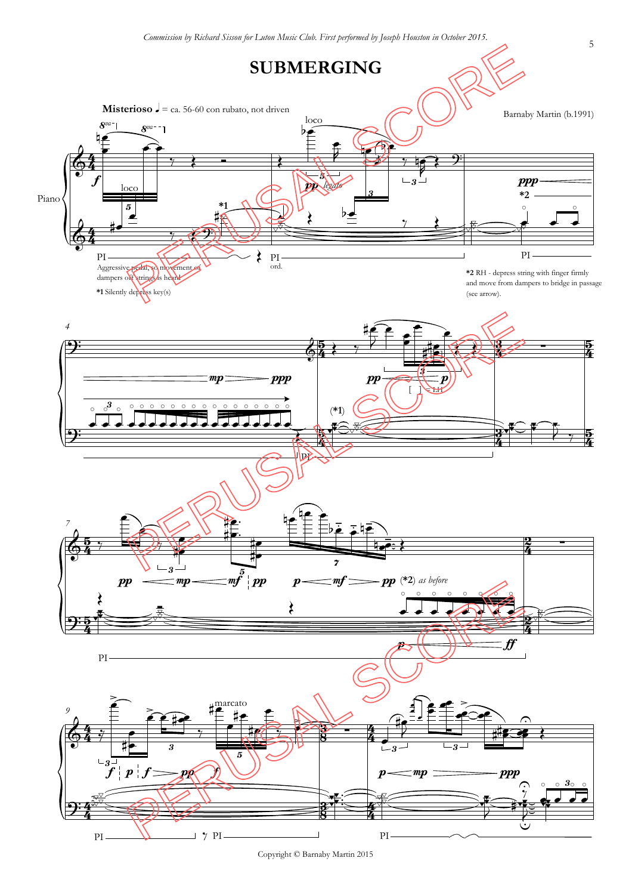*Commission by Richard Sisson for Luton Music Club. First performed by Joseph Houston in October 2015.*

# SUBMERGING

**Misterioso** ♩ = ca. 56-60 con rubato, not driven

Barnaby Martin (b.1991)

Piano

Aggressive pedal, so movement of dampers off strings is heard

*1 Silently depress key(s)

*2 RH - depress string with finger firmly and move from dampers to bridge in passage (see arrow).

[ ] = LH

(*2) *as before*

Copyright © Barnaby Martin 2015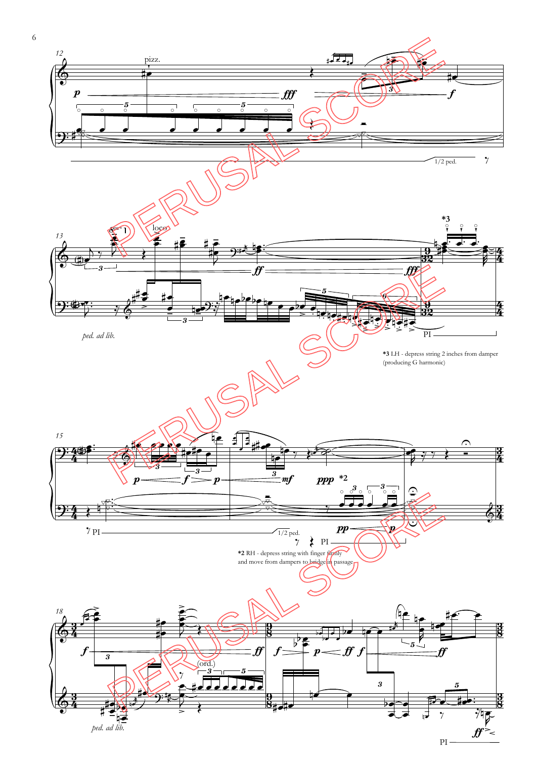*3 LH - depress string 2 inches from damper (producing G harmonic)

*2 RH - depress string with finger firmly and move from dampers to bridge in passage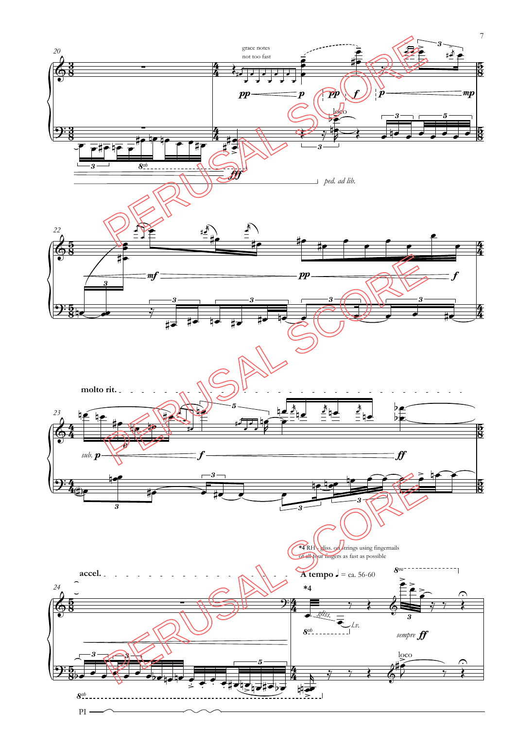grace notes not too fast

ped. ad lib.

molto rit.

accel.

*4 RH - gliss. on strings using fingernails of all four fingers as fast as possible

A tempo ♩ = ca. 56-60

sempre *ff*

PI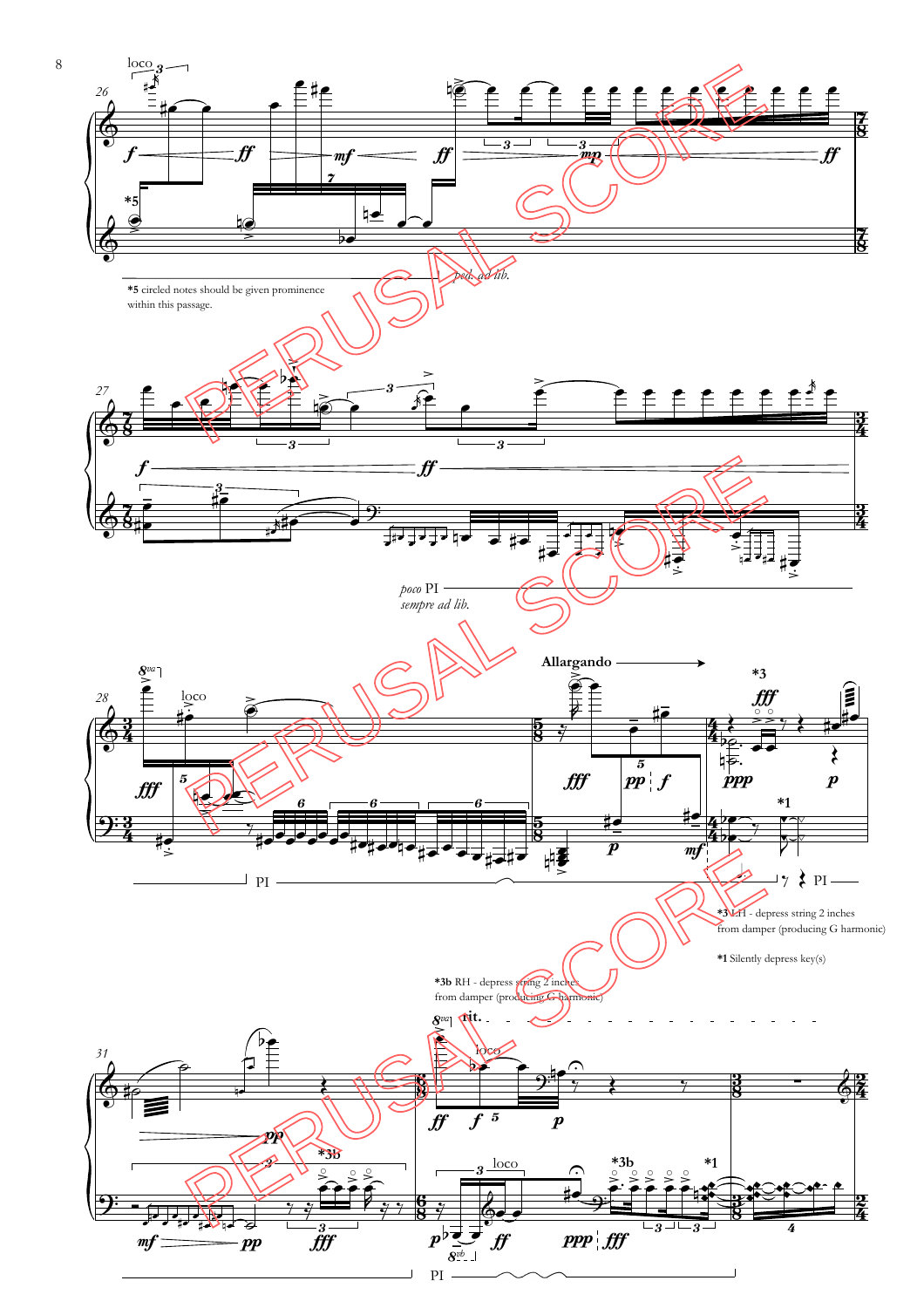*5 circled notes should be given prominence within this passage.

*3 LH - depress string 2 inches from damper (producing G harmonic)

*1 Silently depress key(s)

*3b RH - depress string 2 inches from damper (producing G harmonic)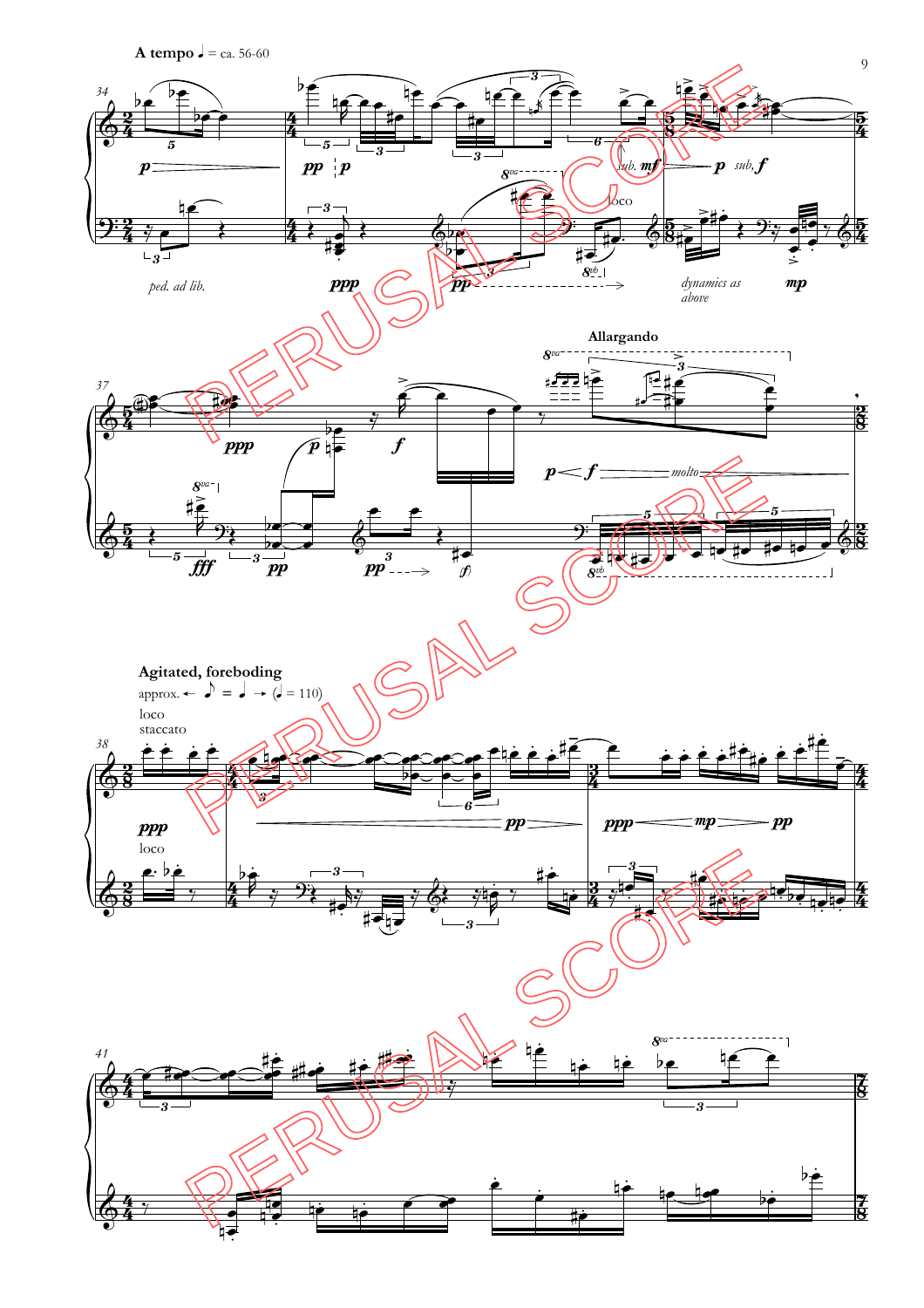**A tempo** ♩ = ca. 56-60

*ped. ad lib.*

*dynamics as above*

**Allargando**

**Agitated, foreboding**

approx. ← ♪ = ♩ → (♩ = 110)

loco
staccato

loco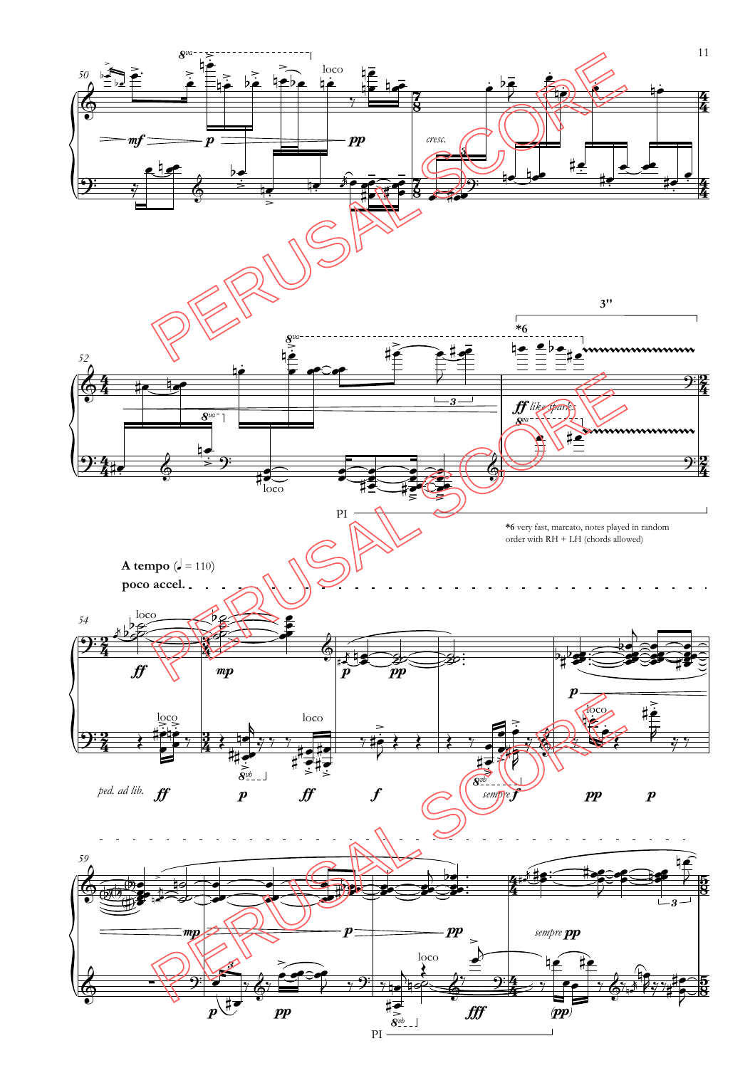**A tempo** (♩ = 110)

**poco accel.**

*6 very fast, marcato, notes played in random order with RH + LH (chords allowed)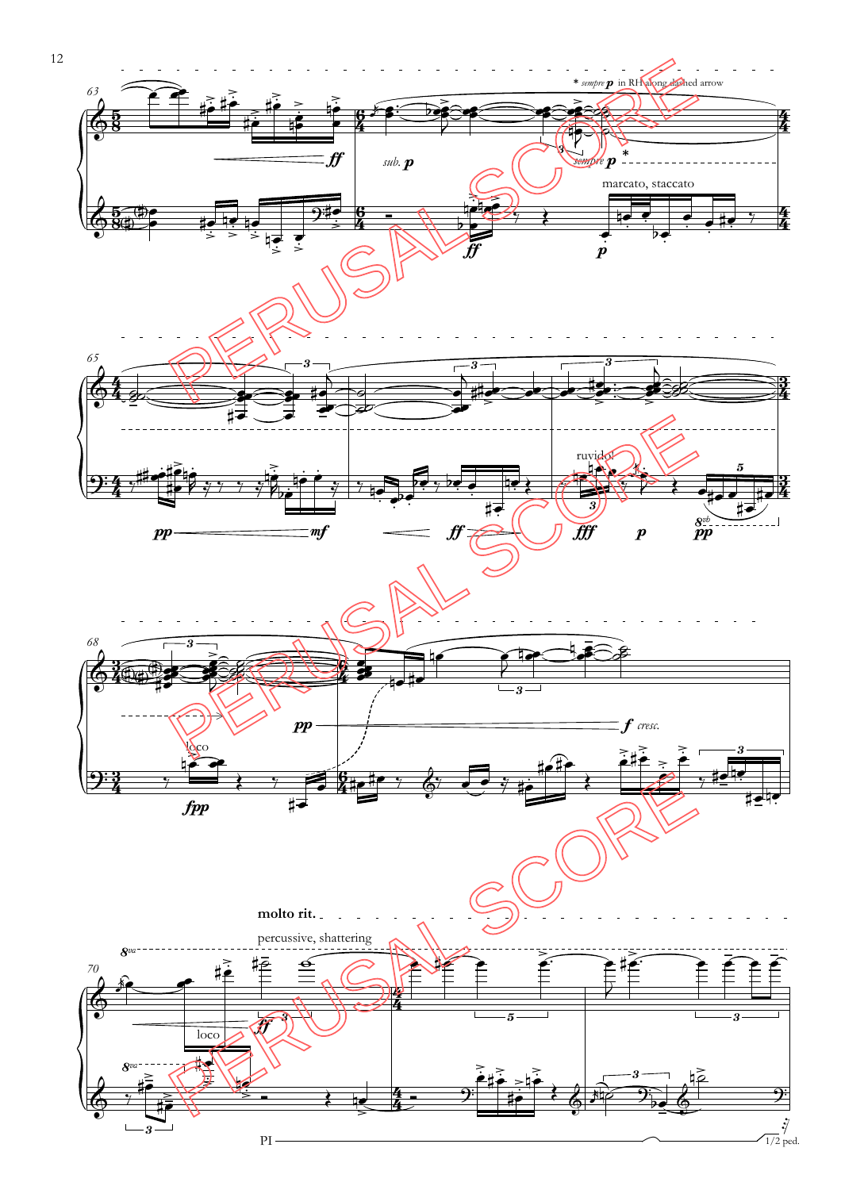\* *sempre* ***p*** in RH along dashed arrow

*sub.* ***p***

*sempre* ***p*** \*

marcato, staccato

ruvido!

loco

*cresc.*

**molto rit.**

percussive, shattering

loco

PI

1/2 ped.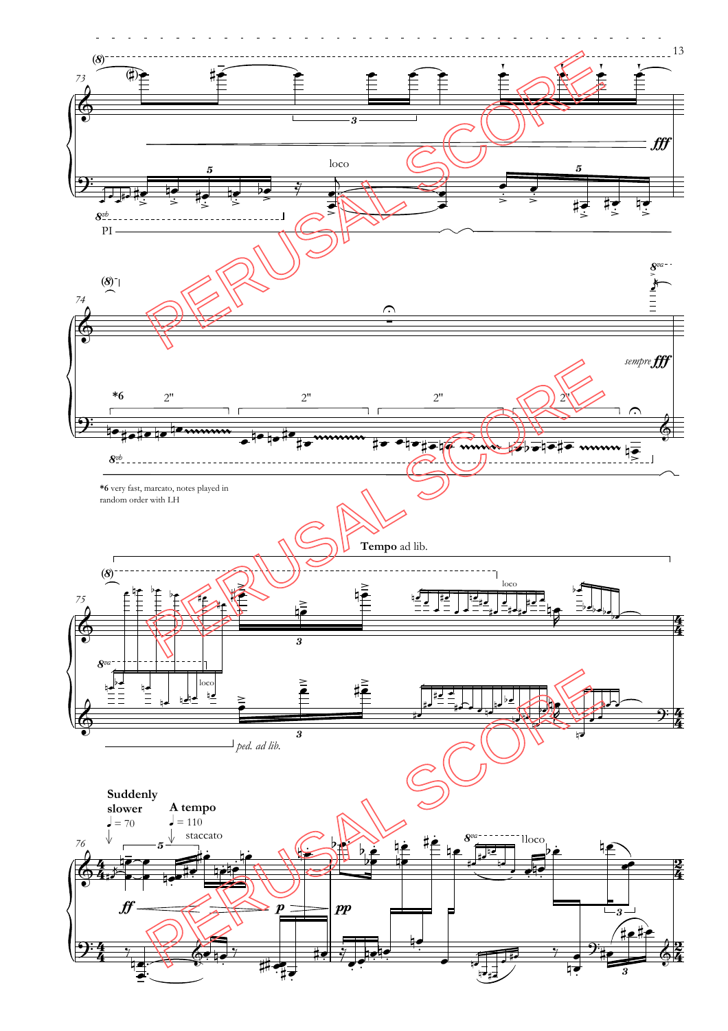*6 very fast, marcato, notes played in random order with LH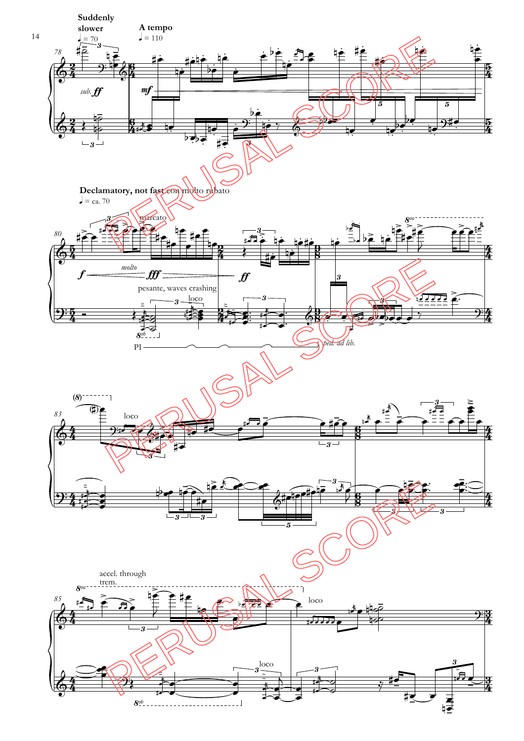Suddenly slower

♩ = 70

A tempo

♩ = 110

*sub.* ***ff***

***mf***

Declamatory, not fast con molto rubato

♩ = ca. 70

marcato

*molto*

***f*** ***fff*** ***ff***

pesante, waves crashing

loco

PI

*ped. ad lib.*

loco

accel. through trem.

loco

loco

PERUSAL SCORE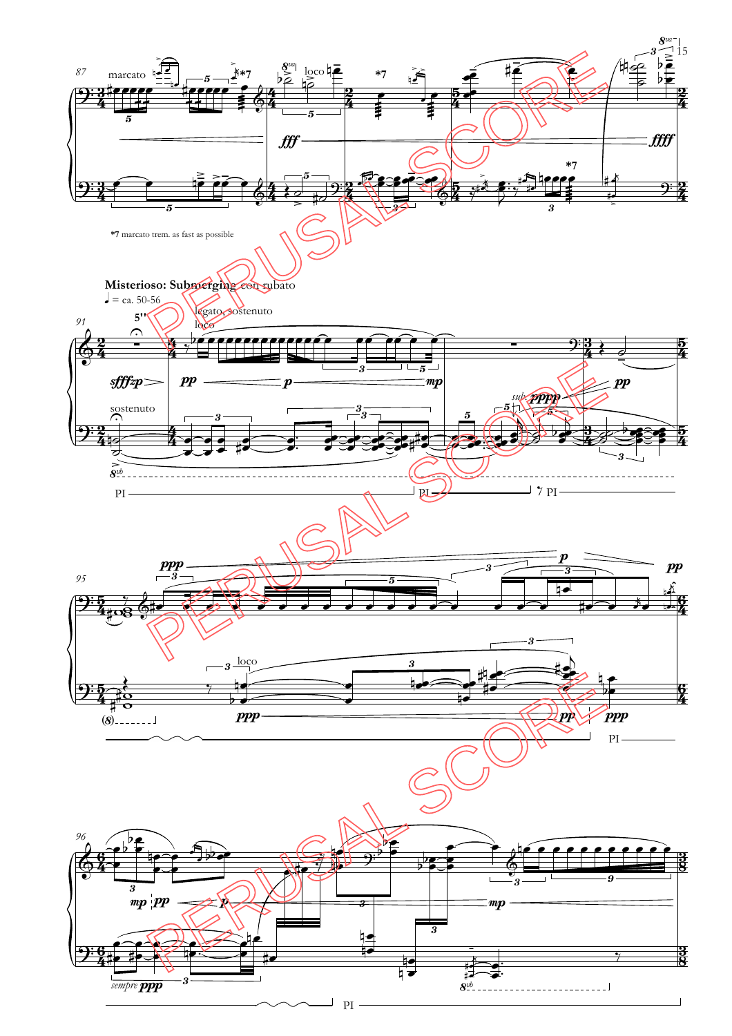*7 marcato trem. as fast as possible

**Misterioso: Submerging** con rubato

♩ = ca. 50-56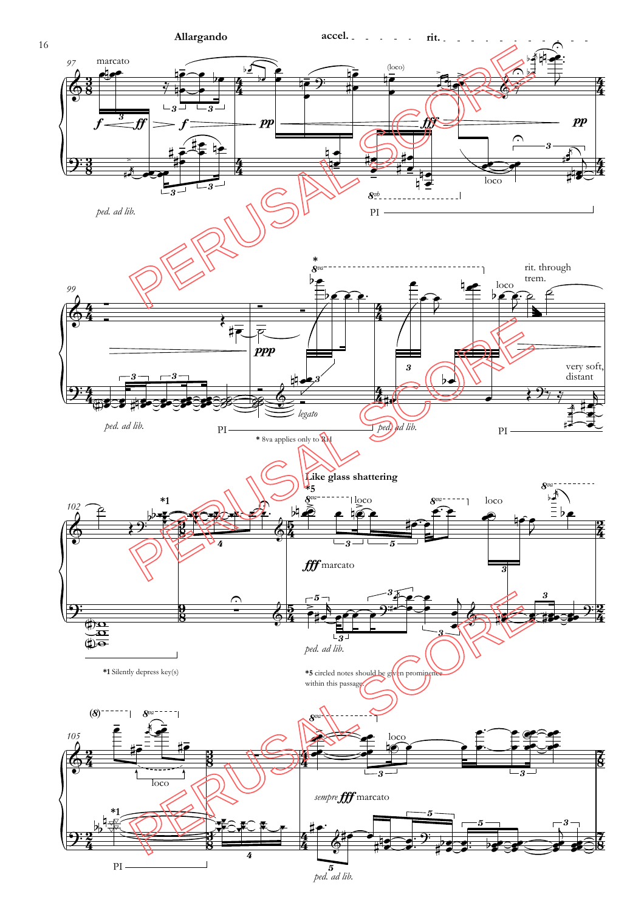*1 Silently depress key(s)

*5 circled notes should be given prominence within this passage.

* 8va applies only to RH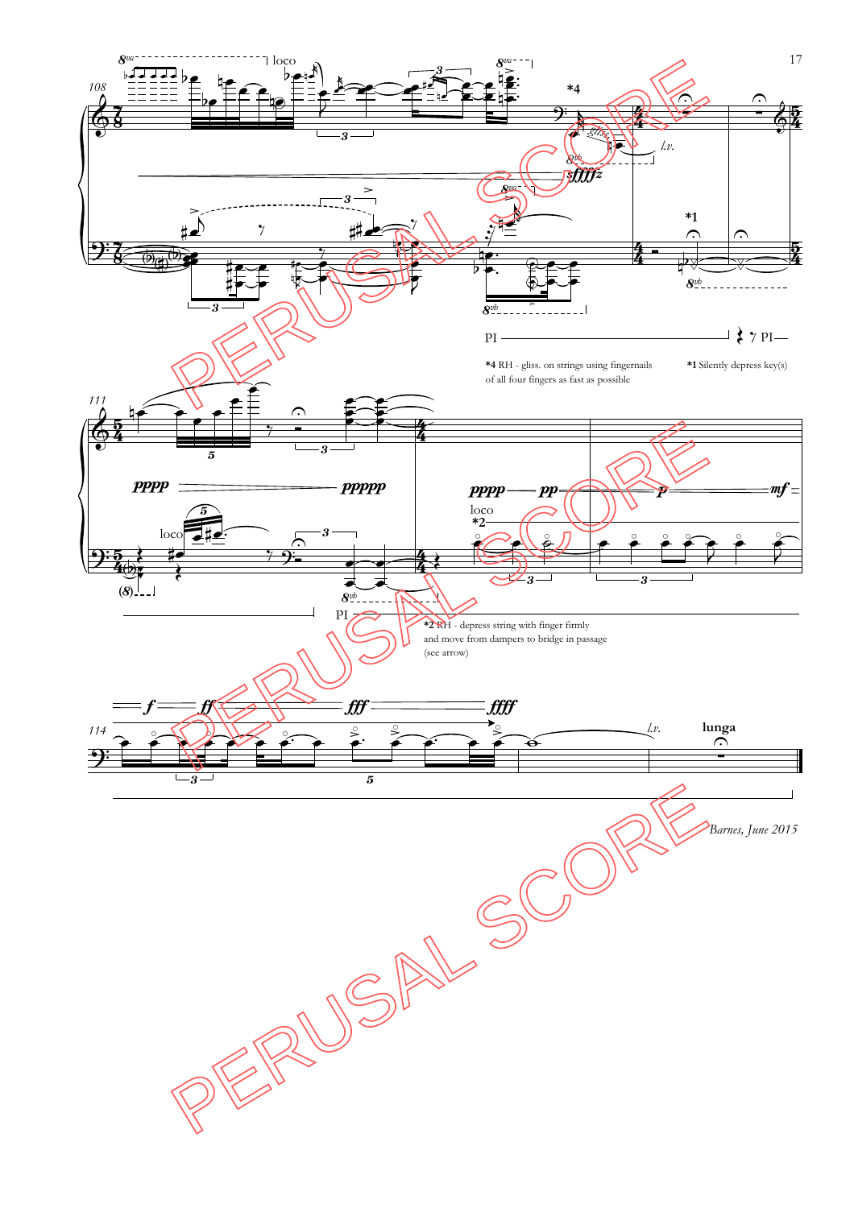*4 RH - gliss. on strings using fingernails of all four fingers as fast as possible

*1 Silently depress key(s)

*2 RH - depress string with finger firmly and move from dampers to bridge in passage (see arrow)

*Barnes, June 2015*